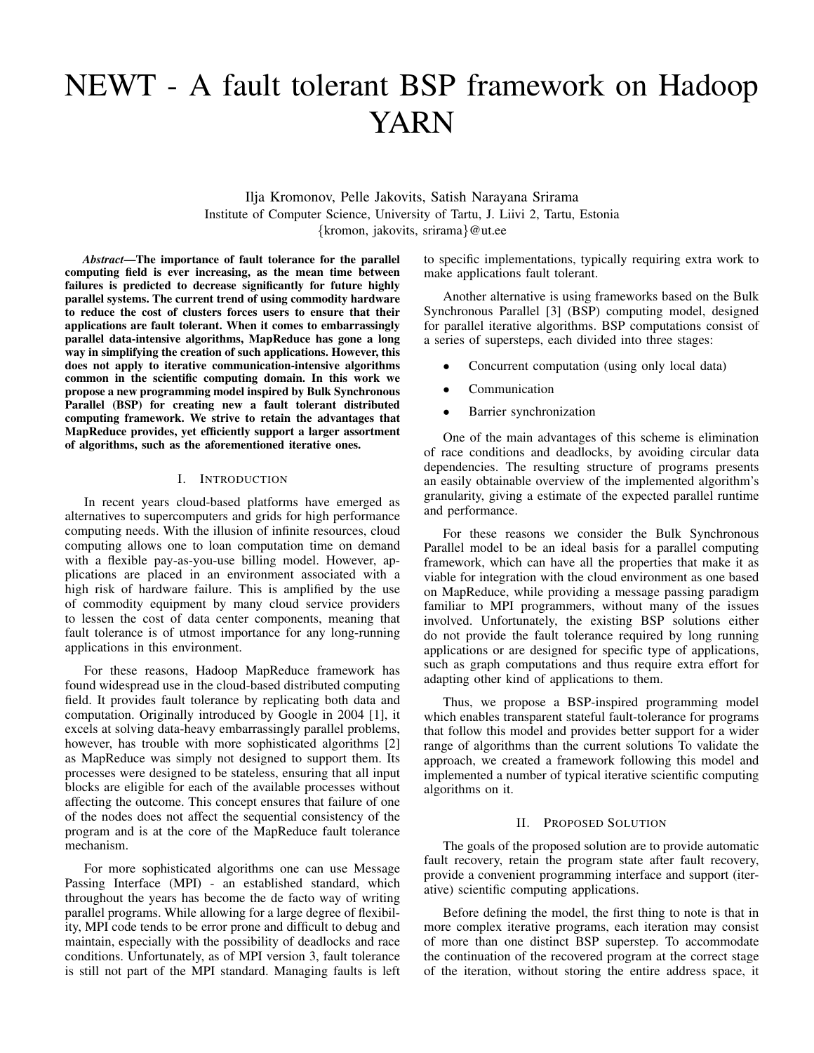# NEWT - A fault tolerant BSP framework on Hadoop YARN

Ilja Kromonov, Pelle Jakovits, Satish Narayana Srirama
Institute of Computer Science, University of Tartu, J. Liivi 2, Tartu, Estonia
{kromon, jakovits, srirama}@ut.ee

***Abstract*—The importance of fault tolerance for the parallel computing field is ever increasing, as the mean time between failures is predicted to decrease significantly for future highly parallel systems. The current trend of using commodity hardware to reduce the cost of clusters forces users to ensure that their applications are fault tolerant. When it comes to embarrassingly parallel data-intensive algorithms, MapReduce has gone a long way in simplifying the creation of such applications. However, this does not apply to iterative communication-intensive algorithms common in the scientific computing domain. In this work we propose a new programming model inspired by Bulk Synchronous Parallel (BSP) for creating new a fault tolerant distributed computing framework. We strive to retain the advantages that MapReduce provides, yet efficiently support a larger assortment of algorithms, such as the aforementioned iterative ones.**

## I. Introduction

In recent years cloud-based platforms have emerged as alternatives to supercomputers and grids for high performance computing needs. With the illusion of infinite resources, cloud computing allows one to loan computation time on demand with a flexible pay-as-you-use billing model. However, applications are placed in an environment associated with a high risk of hardware failure. This is amplified by the use of commodity equipment by many cloud service providers to lessen the cost of data center components, meaning that fault tolerance is of utmost importance for any long-running applications in this environment.

For these reasons, Hadoop MapReduce framework has found widespread use in the cloud-based distributed computing field. It provides fault tolerance by replicating both data and computation. Originally introduced by Google in 2004 [1], it excels at solving data-heavy embarrassingly parallel problems, however, has trouble with more sophisticated algorithms [2] as MapReduce was simply not designed to support them. Its processes were designed to be stateless, ensuring that all input blocks are eligible for each of the available processes without affecting the outcome. This concept ensures that failure of one of the nodes does not affect the sequential consistency of the program and is at the core of the MapReduce fault tolerance mechanism.

For more sophisticated algorithms one can use Message Passing Interface (MPI) - an established standard, which throughout the years has become the de facto way of writing parallel programs. While allowing for a large degree of flexibility, MPI code tends to be error prone and difficult to debug and maintain, especially with the possibility of deadlocks and race conditions. Unfortunately, as of MPI version 3, fault tolerance is still not part of the MPI standard. Managing faults is left to specific implementations, typically requiring extra work to make applications fault tolerant.

Another alternative is using frameworks based on the Bulk Synchronous Parallel [3] (BSP) computing model, designed for parallel iterative algorithms. BSP computations consist of a series of supersteps, each divided into three stages:

- Concurrent computation (using only local data)
- Communication
- Barrier synchronization

One of the main advantages of this scheme is elimination of race conditions and deadlocks, by avoiding circular data dependencies. The resulting structure of programs presents an easily obtainable overview of the implemented algorithm's granularity, giving a estimate of the expected parallel runtime and performance.

For these reasons we consider the Bulk Synchronous Parallel model to be an ideal basis for a parallel computing framework, which can have all the properties that make it as viable for integration with the cloud environment as one based on MapReduce, while providing a message passing paradigm familiar to MPI programmers, without many of the issues involved. Unfortunately, the existing BSP solutions either do not provide the fault tolerance required by long running applications or are designed for specific type of applications, such as graph computations and thus require extra effort for adapting other kind of applications to them.

Thus, we propose a BSP-inspired programming model which enables transparent stateful fault-tolerance for programs that follow this model and provides better support for a wider range of algorithms than the current solutions To validate the approach, we created a framework following this model and implemented a number of typical iterative scientific computing algorithms on it.

## II. Proposed Solution

The goals of the proposed solution are to provide automatic fault recovery, retain the program state after fault recovery, provide a convenient programming interface and support (iterative) scientific computing applications.

Before defining the model, the first thing to note is that in more complex iterative programs, each iteration may consist of more than one distinct BSP superstep. To accommodate the continuation of the recovered program at the correct stage of the iteration, without storing the entire address space, it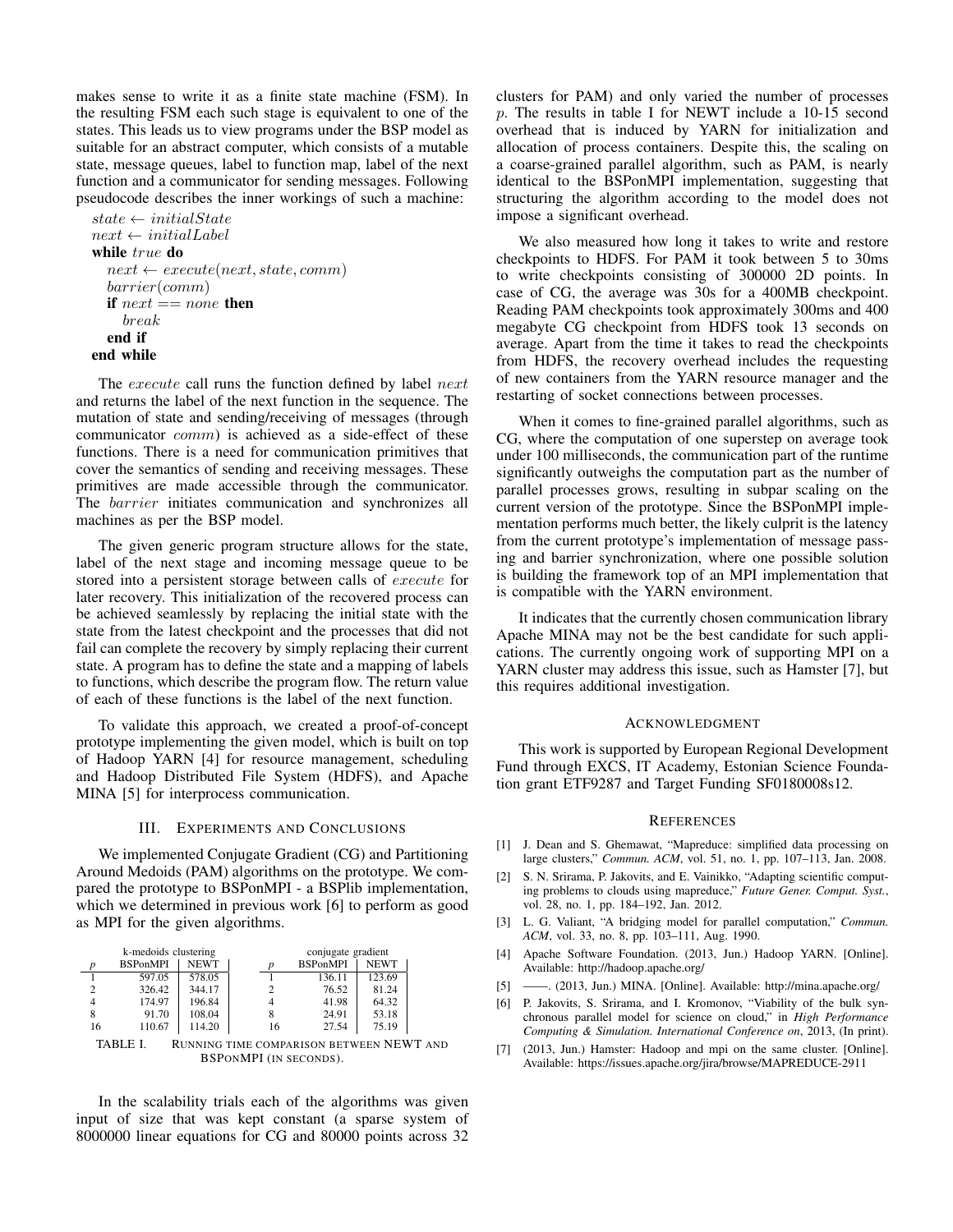makes sense to write it as a finite state machine (FSM). In the resulting FSM each such stage is equivalent to one of the states. This leads us to view programs under the BSP model as suitable for an abstract computer, which consists of a mutable state, message queues, label to function map, label of the next function and a communicator for sending messages. Following pseudocode describes the inner workings of such a machine:

```
state ← initialState
next ← initialLabel
while true do
    next ← execute(next, state, comm)
    barrier(comm)
    if next == none then
        break
    end if
end while
```

The $execute$ call runs the function defined by label $next$ and returns the label of the next function in the sequence. The mutation of state and sending/receiving of messages (through communicator $comm$) is achieved as a side-effect of these functions. There is a need for communication primitives that cover the semantics of sending and receiving messages. These primitives are made accessible through the communicator. The $barrier$ initiates communication and synchronizes all machines as per the BSP model.

The given generic program structure allows for the state, label of the next stage and incoming message queue to be stored into a persistent storage between calls of $execute$ for later recovery. This initialization of the recovered process can be achieved seamlessly by replacing the initial state with the state from the latest checkpoint and the processes that did not fail can complete the recovery by simply replacing their current state. A program has to define the state and a mapping of labels to functions, which describe the program flow. The return value of each of these functions is the label of the next function.

To validate this approach, we created a proof-of-concept prototype implementing the given model, which is built on top of Hadoop YARN [4] for resource management, scheduling and Hadoop Distributed File System (HDFS), and Apache MINA [5] for interprocess communication.

## III. Experiments and Conclusions

We implemented Conjugate Gradient (CG) and Partitioning Around Medoids (PAM) algorithms on the prototype. We compared the prototype to BSPonMPI - a BSPlib implementation, which we determined in previous work [6] to perform as good as MPI for the given algorithms.

| k-medoids clustering | | | conjugate gradient | | |
|---|---|---|---|---|---|
| $p$ | BSPonMPI | NEWT | $p$ | BSPonMPI | NEWT |
| 1 | 597.05 | 578.05 | 1 | 136.11 | 123.69 |
| 2 | 326.42 | 344.17 | 2 | 76.52 | 81.24 |
| 4 | 174.97 | 196.84 | 4 | 41.98 | 64.32 |
| 8 | 91.70 | 108.04 | 8 | 24.91 | 53.18 |
| 16 | 110.67 | 114.20 | 16 | 27.54 | 75.19 |

TABLE I. Running time comparison between NEWT and BSPonMPI (in seconds).

In the scalability trials each of the algorithms was given input of size that was kept constant (a sparse system of 8000000 linear equations for CG and 80000 points across 32 clusters for PAM) and only varied the number of processes $p$. The results in table I for NEWT include a 10-15 second overhead that is induced by YARN for initialization and allocation of process containers. Despite this, the scaling on a coarse-grained parallel algorithm, such as PAM, is nearly identical to the BSPonMPI implementation, suggesting that structuring the algorithm according to the model does not impose a significant overhead.

We also measured how long it takes to write and restore checkpoints to HDFS. For PAM it took between 5 to 30ms to write checkpoints consisting of 300000 2D points. In case of CG, the average was 30s for a 400MB checkpoint. Reading PAM checkpoints took approximately 300ms and 400 megabyte CG checkpoint from HDFS took 13 seconds on average. Apart from the time it takes to read the checkpoints from HDFS, the recovery overhead includes the requesting of new containers from the YARN resource manager and the restarting of socket connections between processes.

When it comes to fine-grained parallel algorithms, such as CG, where the computation of one superstep on average took under 100 milliseconds, the communication part of the runtime significantly outweighs the computation part as the number of parallel processes grows, resulting in subpar scaling on the current version of the prototype. Since the BSPonMPI implementation performs much better, the likely culprit is the latency from the current prototype's implementation of message passing and barrier synchronization, where one possible solution is building the framework top of an MPI implementation that is compatible with the YARN environment.

It indicates that the currently chosen communication library Apache MINA may not be the best candidate for such applications. The currently ongoing work of supporting MPI on a YARN cluster may address this issue, such as Hamster [7], but this requires additional investigation.

## Acknowledgment

This work is supported by European Regional Development Fund through EXCS, IT Academy, Estonian Science Foundation grant ETF9287 and Target Funding SF0180008s12.

## References

[1] J. Dean and S. Ghemawat, "Mapreduce: simplified data processing on large clusters," *Commun. ACM*, vol. 51, no. 1, pp. 107–113, Jan. 2008.

[2] S. N. Srirama, P. Jakovits, and E. Vainikko, "Adapting scientific computing problems to clouds using mapreduce," *Future Gener. Comput. Syst.*, vol. 28, no. 1, pp. 184–192, Jan. 2012.

[3] L. G. Valiant, "A bridging model for parallel computation," *Commun. ACM*, vol. 33, no. 8, pp. 103–111, Aug. 1990.

[4] Apache Software Foundation. (2013, Jun.) Hadoop YARN. [Online]. Available: http://hadoop.apache.org/

[5] ——. (2013, Jun.) MINA. [Online]. Available: http://mina.apache.org/

[6] P. Jakovits, S. Srirama, and I. Kromonov, "Viability of the bulk synchronous parallel model for science on cloud," in *High Performance Computing & Simulation. International Conference on*, 2013, (In print).

[7] (2013, Jun.) Hamster: Hadoop and mpi on the same cluster. [Online]. Available: https://issues.apache.org/jira/browse/MAPREDUCE-2911